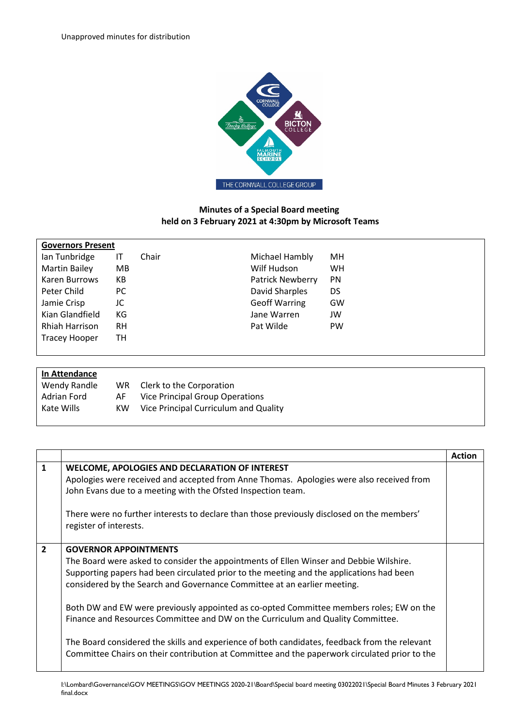Unapproved minutes for distribution

THE CORNWALL COLLEGE GROUP

**Minutes of a Special Board meeting held on 3 February 2021 at 4:30pm by Microsoft Teams**

| **Governors Present** | | | | |
|---|---|---|---|---|
| Ian Tunbridge | IT | Chair | Michael Hambly | MH |
| Martin Bailey | MB | | Wilf Hudson | WH |
| Karen Burrows | KB | | Patrick Newberry | PN |
| Peter Child | PC | | David Sharples | DS |
| Jamie Crisp | JC | | Geoff Warring | GW |
| Kian Glandfield | KG | | Jane Warren | JW |
| Rhiah Harrison | RH | | Pat Wilde | PW |
| Tracey Hooper | TH | | | |

| **In Attendance** | | |
|---|---|---|
| Wendy Randle | WR | Clerk to the Corporation |
| Adrian Ford | AF | Vice Principal Group Operations |
| Kate Wills | KW | Vice Principal Curriculum and Quality |

| | | **Action** |
|---|---|---|
| **1** | **WELCOME, APOLOGIES AND DECLARATION OF INTEREST**<br>Apologies were received and accepted from Anne Thomas. Apologies were also received from John Evans due to a meeting with the Ofsted Inspection team.<br><br>There were no further interests to declare than those previously disclosed on the members' register of interests. | |
| **2** | **GOVERNOR APPOINTMENTS**<br>The Board were asked to consider the appointments of Ellen Winser and Debbie Wilshire. Supporting papers had been circulated prior to the meeting and the applications had been considered by the Search and Governance Committee at an earlier meeting.<br><br>Both DW and EW were previously appointed as co-opted Committee members roles; EW on the Finance and Resources Committee and DW on the Curriculum and Quality Committee.<br><br>The Board considered the skills and experience of both candidates, feedback from the relevant Committee Chairs on their contribution at Committee and the paperwork circulated prior to the | |

I:\Lombard\Governance\GOV MEETINGS\GOV MEETINGS 2020-21\Board\Special board meeting 03022021\Special Board Minutes 3 February 2021 final.docx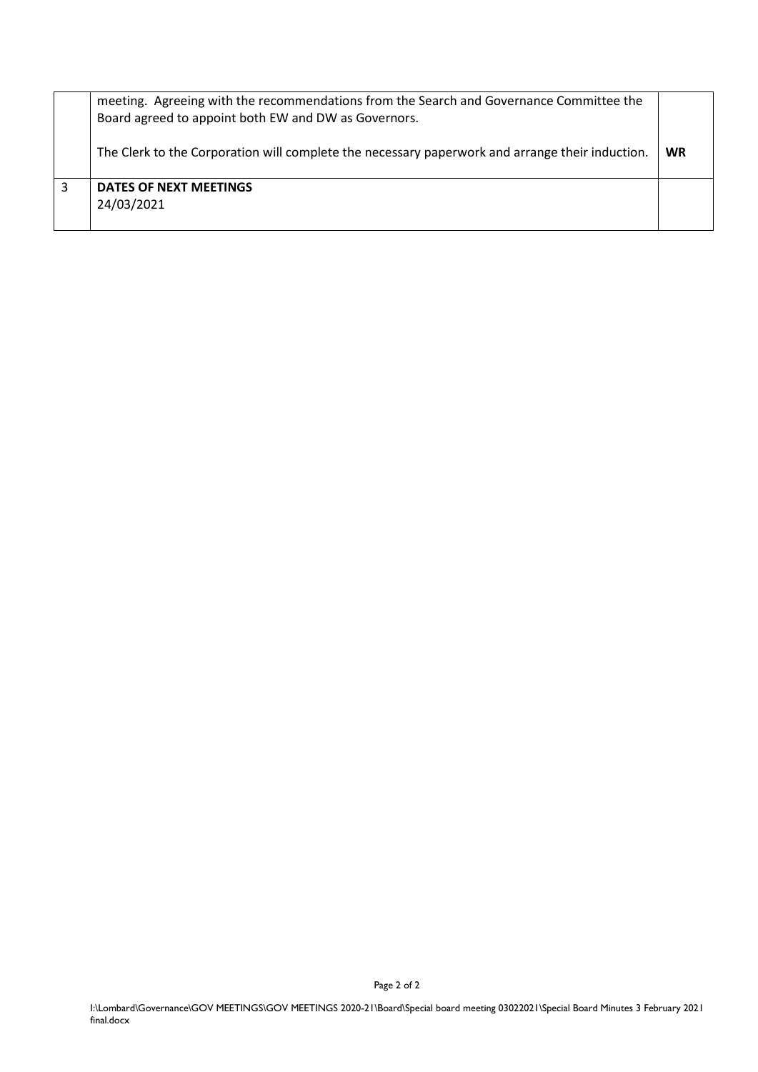| | | |
|---|---|---|
| | meeting. Agreeing with the recommendations from the Search and Governance Committee the Board agreed to appoint both EW and DW as Governors.<br><br>The Clerk to the Corporation will complete the necessary paperwork and arrange their induction. | **WR** |
| 3 | **DATES OF NEXT MEETINGS**<br>24/03/2021 | |

I:\Lombard\Governance\GOV MEETINGS\GOV MEETINGS 2020-21\Board\Special board meeting 03022021\Special Board Minutes 3 February 2021 final.docx